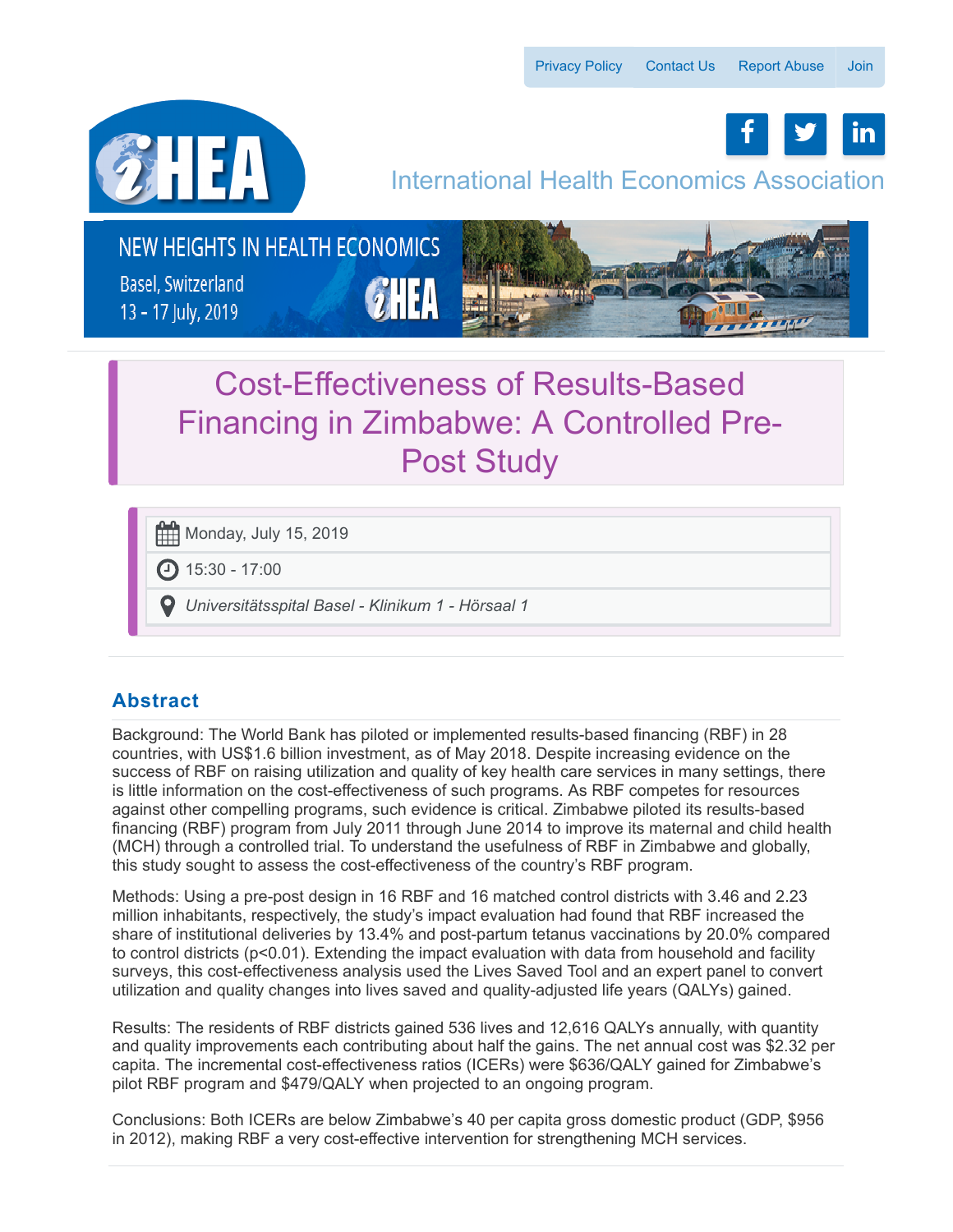Privacy Policy | Contact Us | Report Abuse | Join

International Health Economics Association

NEW HEIGHTS IN HEALTH ECONOMICS
Basel, Switzerland
13 - 17 July, 2019

# Cost-Effectiveness of Results-Based Financing in Zimbabwe: A Controlled Pre-Post Study

Monday, July 15, 2019

15:30 - 17:00

*Universitätsspital Basel - Klinikum 1 - Hörsaal 1*

## Abstract

Background: The World Bank has piloted or implemented results-based financing (RBF) in 28 countries, with US$1.6 billion investment, as of May 2018. Despite increasing evidence on the success of RBF on raising utilization and quality of key health care services in many settings, there is little information on the cost-effectiveness of such programs. As RBF competes for resources against other compelling programs, such evidence is critical. Zimbabwe piloted its results-based financing (RBF) program from July 2011 through June 2014 to improve its maternal and child health (MCH) through a controlled trial. To understand the usefulness of RBF in Zimbabwe and globally, this study sought to assess the cost-effectiveness of the country's RBF program.

Methods: Using a pre-post design in 16 RBF and 16 matched control districts with 3.46 and 2.23 million inhabitants, respectively, the study's impact evaluation had found that RBF increased the share of institutional deliveries by 13.4% and post-partum tetanus vaccinations by 20.0% compared to control districts ($p<0.01$). Extending the impact evaluation with data from household and facility surveys, this cost-effectiveness analysis used the Lives Saved Tool and an expert panel to convert utilization and quality changes into lives saved and quality-adjusted life years (QALYs) gained.

Results: The residents of RBF districts gained 536 lives and 12,616 QALYs annually, with quantity and quality improvements each contributing about half the gains. The net annual cost was $2.32 per capita. The incremental cost-effectiveness ratios (ICERs) were $636/QALY gained for Zimbabwe's pilot RBF program and $479/QALY when projected to an ongoing program.

Conclusions: Both ICERs are below Zimbabwe's 40 per capita gross domestic product (GDP, $956 in 2012), making RBF a very cost-effective intervention for strengthening MCH services.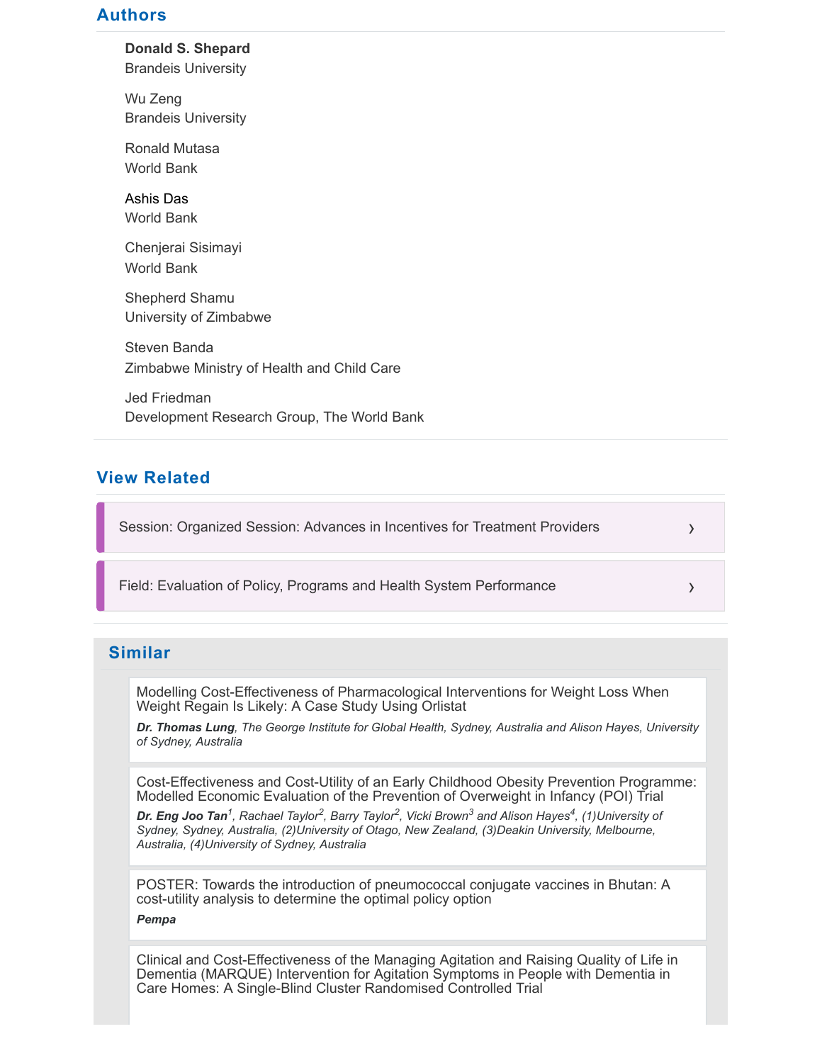## Authors

**Donald S. Shepard**
Brandeis University

Wu Zeng
Brandeis University

Ronald Mutasa
World Bank

Ashis Das
World Bank

Chenjerai Sisimayi
World Bank

Shepherd Shamu
University of Zimbabwe

Steven Banda
Zimbabwe Ministry of Health and Child Care

Jed Friedman
Development Research Group, The World Bank

## View Related

Session: Organized Session: Advances in Incentives for Treatment Providers ›

Field: Evaluation of Policy, Programs and Health System Performance ›

## Similar

Modelling Cost-Effectiveness of Pharmacological Interventions for Weight Loss When Weight Regain Is Likely: A Case Study Using Orlistat

***Dr. Thomas Lung****, The George Institute for Global Health, Sydney, Australia and Alison Hayes, University of Sydney, Australia*

Cost-Effectiveness and Cost-Utility of an Early Childhood Obesity Prevention Programme: Modelled Economic Evaluation of the Prevention of Overweight in Infancy (POI) Trial

***Dr. Eng Joo Tan****[1], Rachael Taylor[2], Barry Taylor[2], Vicki Brown[3] and Alison Hayes[4], (1)University of Sydney, Sydney, Australia, (2)University of Otago, New Zealand, (3)Deakin University, Melbourne, Australia, (4)University of Sydney, Australia*

POSTER: Towards the introduction of pneumococcal conjugate vaccines in Bhutan: A cost-utility analysis to determine the optimal policy option

***Pempa***

Clinical and Cost-Effectiveness of the Managing Agitation and Raising Quality of Life in Dementia (MARQUE) Intervention for Agitation Symptoms in People with Dementia in Care Homes: A Single-Blind Cluster Randomised Controlled Trial